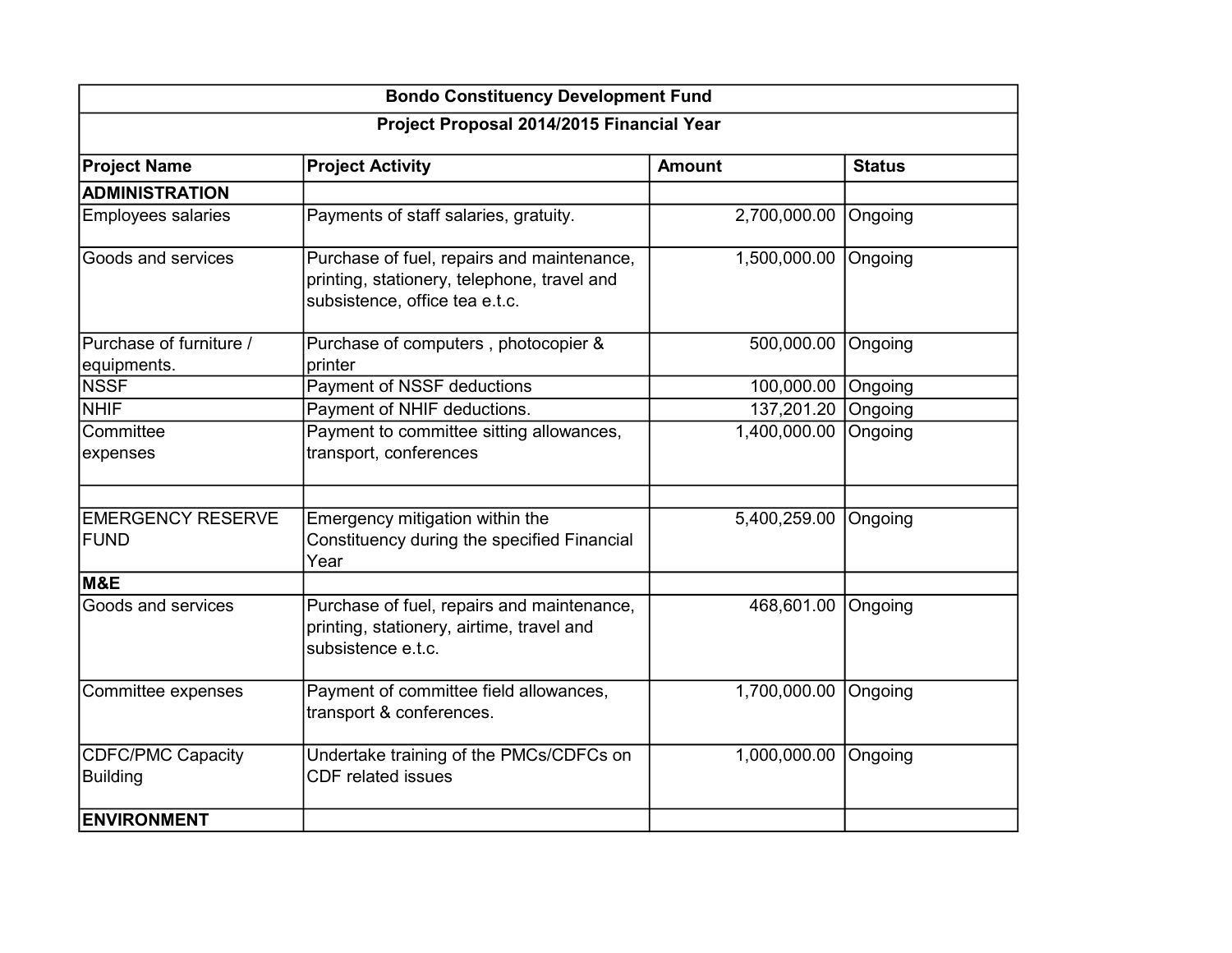| Bondo Constituency Development Fund | | | |
|---|---|---|---|
| Project Proposal 2014/2015 Financial Year | | | |
| **Project Name** | **Project Activity** | **Amount** | **Status** |
| **ADMINISTRATION** | | | |
| Employees salaries | Payments of staff salaries, gratuity. | 2,700,000.00 | Ongoing |
| Goods and services | Purchase of fuel, repairs and maintenance, printing, stationery, telephone, travel and subsistence, office tea e.t.c. | 1,500,000.00 | Ongoing |
| Purchase of furniture / equipments. | Purchase of computers , photocopier & printer | 500,000.00 | Ongoing |
| NSSF | Payment of NSSF deductions | 100,000.00 | Ongoing |
| NHIF | Payment of NHIF deductions. | 137,201.20 | Ongoing |
| Committee expenses | Payment to committee sitting allowances, transport, conferences | 1,400,000.00 | Ongoing |
| | | | |
| EMERGENCY RESERVE FUND | Emergency mitigation within the Constituency during the specified Financial Year | 5,400,259.00 | Ongoing |
| **M&E** | | | |
| Goods and services | Purchase of fuel, repairs and maintenance, printing, stationery, airtime, travel and subsistence e.t.c. | 468,601.00 | Ongoing |
| Committee expenses | Payment of committee field allowances, transport & conferences. | 1,700,000.00 | Ongoing |
| CDFC/PMC Capacity Building | Undertake training of the PMCs/CDFCs on CDF related issues | 1,000,000.00 | Ongoing |
| **ENVIRONMENT** | | | |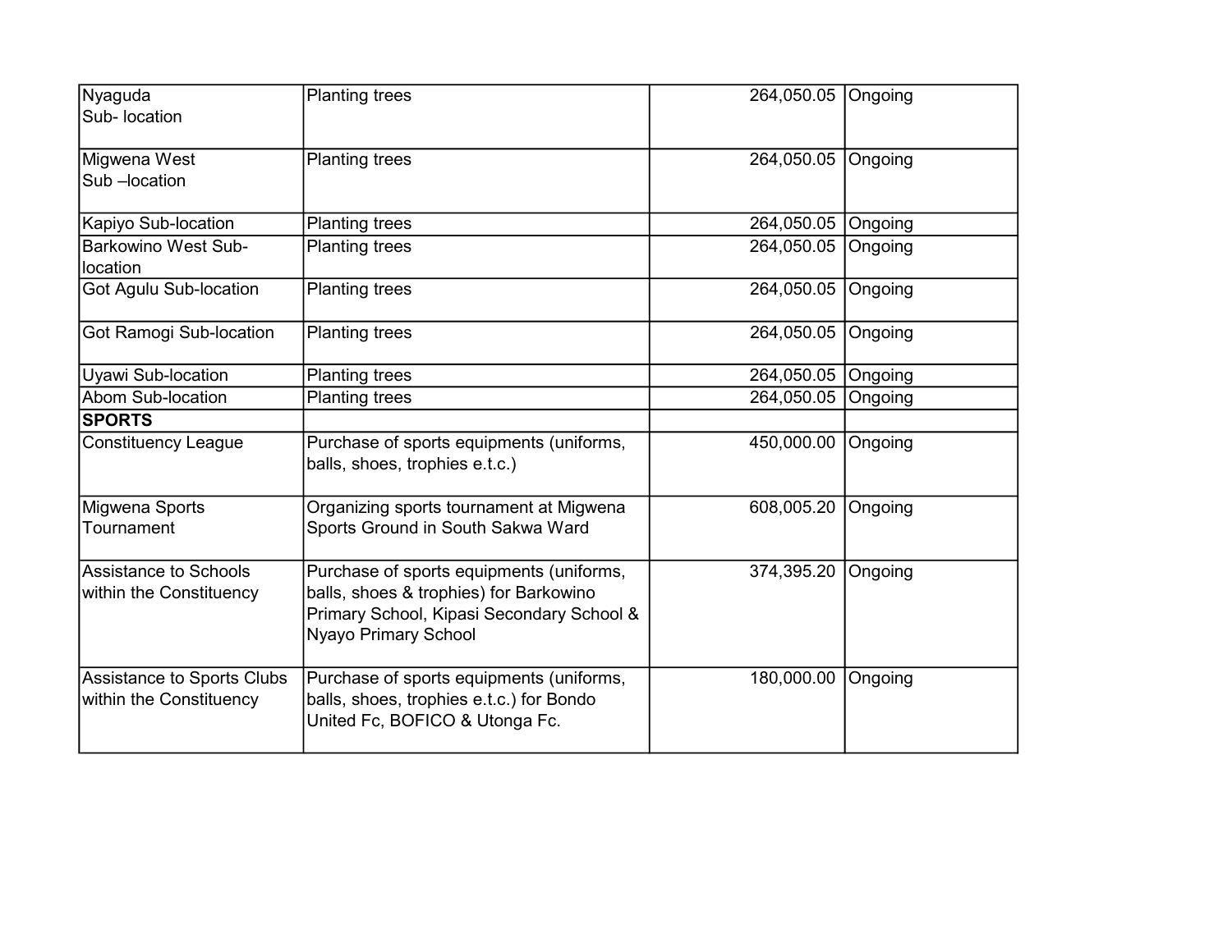| | | | |
|---|---|---|---|
| Nyaguda Sub- location | Planting trees | 264,050.05 | Ongoing |
| Migwena West Sub –location | Planting trees | 264,050.05 | Ongoing |
| Kapiyo Sub-location | Planting trees | 264,050.05 | Ongoing |
| Barkowino West Sub-location | Planting trees | 264,050.05 | Ongoing |
| Got Agulu Sub-location | Planting trees | 264,050.05 | Ongoing |
| Got Ramogi Sub-location | Planting trees | 264,050.05 | Ongoing |
| Uyawi Sub-location | Planting trees | 264,050.05 | Ongoing |
| Abom Sub-location | Planting trees | 264,050.05 | Ongoing |
| **SPORTS** | | | |
| Constituency League | Purchase of sports equipments (uniforms, balls, shoes, trophies e.t.c.) | 450,000.00 | Ongoing |
| Migwena Sports Tournament | Organizing sports tournament at Migwena Sports Ground in South Sakwa Ward | 608,005.20 | Ongoing |
| Assistance to Schools within the Constituency | Purchase of sports equipments (uniforms, balls, shoes & trophies) for Barkowino Primary School, Kipasi Secondary School & Nyayo Primary School | 374,395.20 | Ongoing |
| Assistance to Sports Clubs within the Constituency | Purchase of sports equipments (uniforms, balls, shoes, trophies e.t.c.) for Bondo United Fc, BOFICO & Utonga Fc. | 180,000.00 | Ongoing |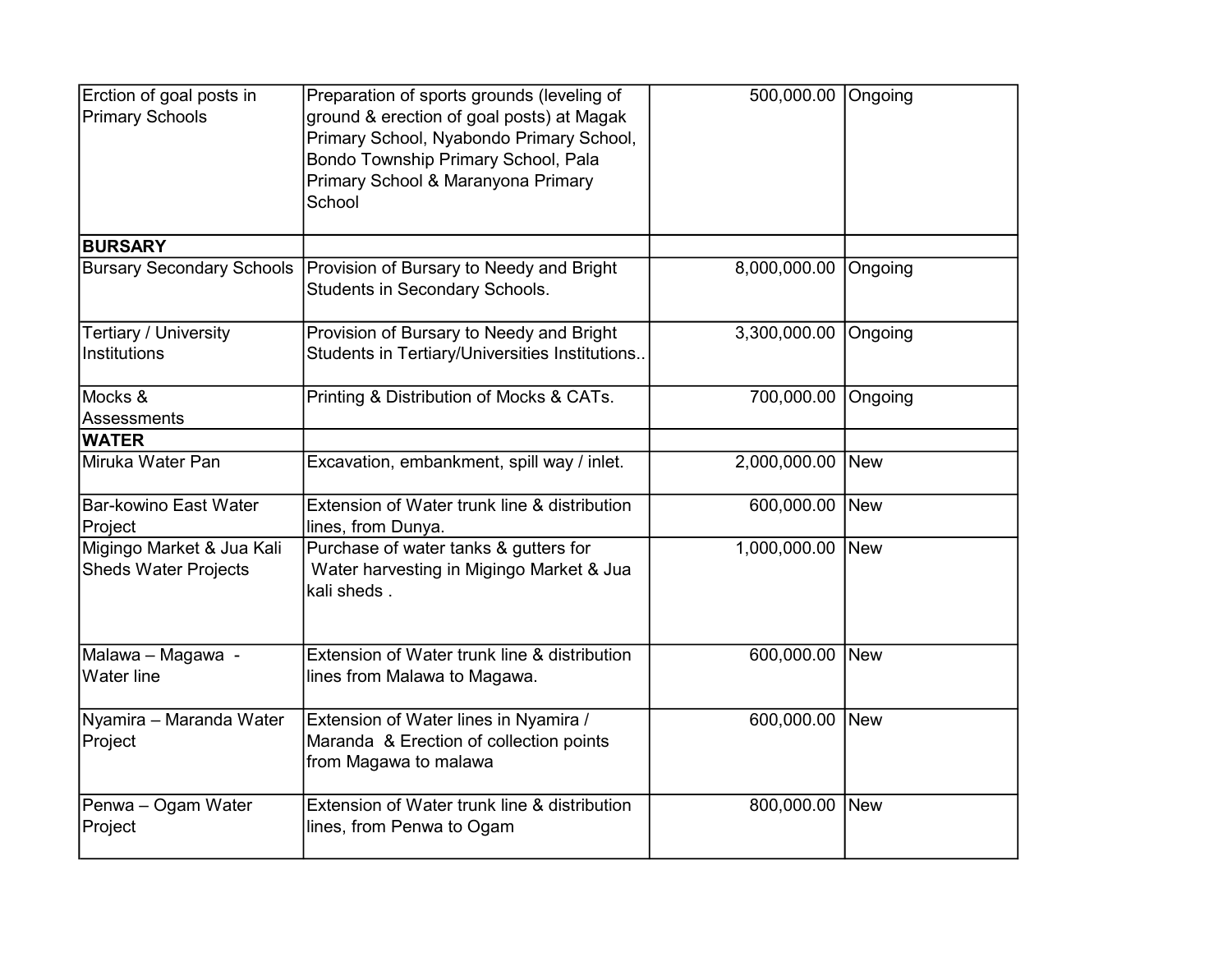| Erction of goal posts in Primary Schools | Preparation of sports grounds (leveling of ground & erection of goal posts) at Magak Primary School, Nyabondo Primary School, Bondo Township Primary School, Pala Primary School & Maranyona Primary School | 500,000.00 | Ongoing |
|---|---|---|---|
| **BURSARY** | | | |
| Bursary Secondary Schools | Provision of Bursary to Needy and Bright Students in Secondary Schools. | 8,000,000.00 | Ongoing |
| Tertiary / University Institutions | Provision of Bursary to Needy and Bright Students in Tertiary/Universities Institutions.. | 3,300,000.00 | Ongoing |
| Mocks & Assessments | Printing & Distribution of Mocks & CATs. | 700,000.00 | Ongoing |
| **WATER** | | | |
| Miruka Water Pan | Excavation, embankment, spill way / inlet. | 2,000,000.00 | New |
| Bar-kowino East Water Project | Extension of Water trunk line & distribution lines, from Dunya. | 600,000.00 | New |
| Migingo Market & Jua Kali Sheds Water Projects | Purchase of water tanks & gutters for Water harvesting in Migingo Market & Jua kali sheds . | 1,000,000.00 | New |
| Malawa – Magawa - Water line | Extension of Water trunk line & distribution lines from Malawa to Magawa. | 600,000.00 | New |
| Nyamira – Maranda Water Project | Extension of Water lines in Nyamira / Maranda & Erection of collection points from Magawa to malawa | 600,000.00 | New |
| Penwa – Ogam Water Project | Extension of Water trunk line & distribution lines, from Penwa to Ogam | 800,000.00 | New |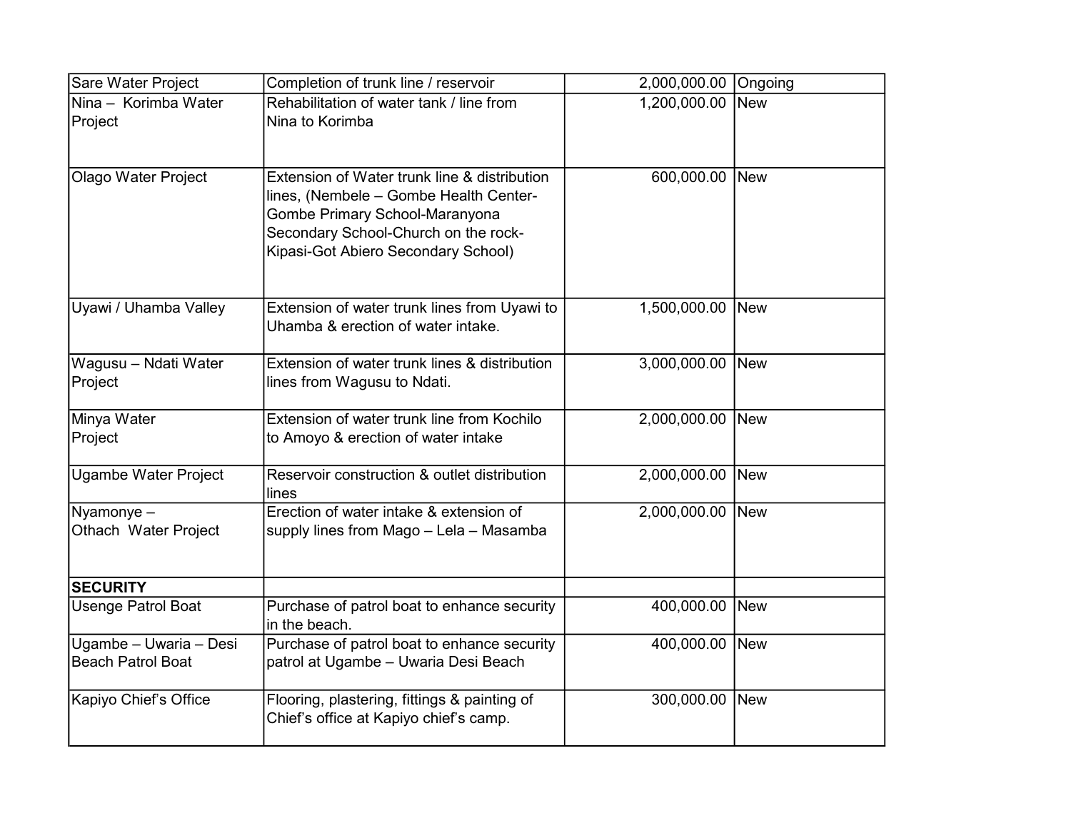| | | | |
|---|---|---|---|
| Sare Water Project | Completion of trunk line / reservoir | 2,000,000.00 | Ongoing |
| Nina – Korimba Water Project | Rehabilitation of water tank / line from Nina to Korimba | 1,200,000.00 | New |
| Olago Water Project | Extension of Water trunk line & distribution lines, (Nembele – Gombe Health Center-Gombe Primary School-Maranyona Secondary School-Church on the rock-Kipasi-Got Abiero Secondary School) | 600,000.00 | New |
| Uyawi / Uhamba Valley | Extension of water trunk lines from Uyawi to Uhamba & erection of water intake. | 1,500,000.00 | New |
| Wagusu – Ndati Water Project | Extension of water trunk lines & distribution lines from Wagusu to Ndati. | 3,000,000.00 | New |
| Minya Water Project | Extension of water trunk line from Kochilo to Amoyo & erection of water intake | 2,000,000.00 | New |
| Ugambe Water Project | Reservoir construction & outlet distribution lines | 2,000,000.00 | New |
| Nyamonye – Othach Water Project | Erection of water intake & extension of supply lines from Mago – Lela – Masamba | 2,000,000.00 | New |
| **SECURITY** | | | |
| Usenge Patrol Boat | Purchase of patrol boat to enhance security in the beach. | 400,000.00 | New |
| Ugambe – Uwaria – Desi Beach Patrol Boat | Purchase of patrol boat to enhance security patrol at Ugambe – Uwaria Desi Beach | 400,000.00 | New |
| Kapiyo Chief's Office | Flooring, plastering, fittings & painting of Chief's office at Kapiyo chief's camp. | 300,000.00 | New |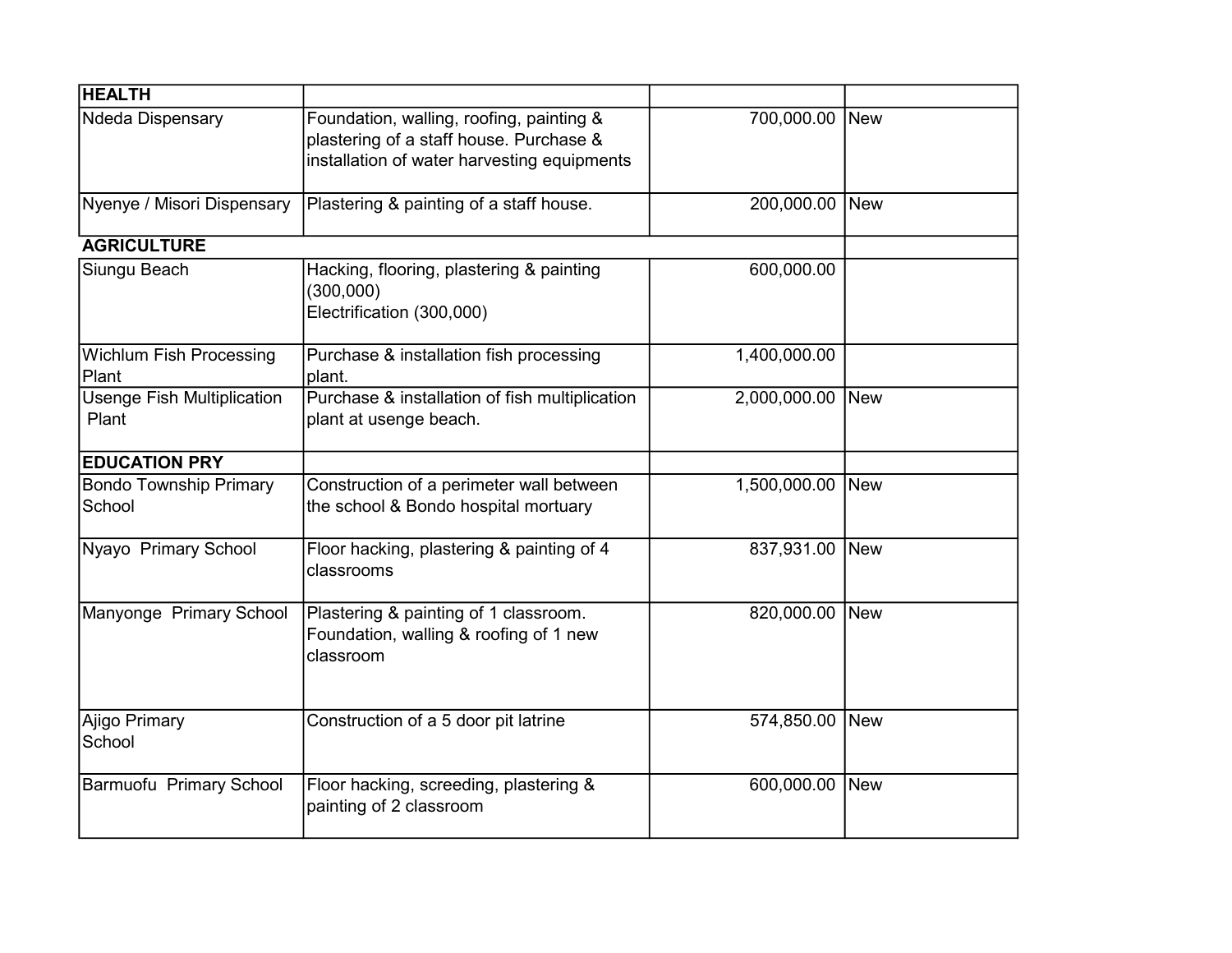| HEALTH | | | |
|---|---|---|---|
| Ndeda Dispensary | Foundation, walling, roofing, painting & plastering of a staff house. Purchase & installation of water harvesting equipments | 700,000.00 | New |
| Nyenye / Misori Dispensary | Plastering & painting of a staff house. | 200,000.00 | New |
| **AGRICULTURE** | | | |
| Siungu Beach | Hacking, flooring, plastering & painting (300,000)<br>Electrification (300,000) | 600,000.00 | |
| Wichlum Fish Processing Plant | Purchase & installation fish processing plant. | 1,400,000.00 | |
| Usenge Fish Multiplication Plant | Purchase & installation of fish multiplication plant at usenge beach. | 2,000,000.00 | New |
| **EDUCATION PRY** | | | |
| Bondo Township Primary School | Construction of a perimeter wall between the school & Bondo hospital mortuary | 1,500,000.00 | New |
| Nyayo Primary School | Floor hacking, plastering & painting of 4 classrooms | 837,931.00 | New |
| Manyonge Primary School | Plastering & painting of 1 classroom. Foundation, walling & roofing of 1 new classroom | 820,000.00 | New |
| Ajigo Primary School | Construction of a 5 door pit latrine | 574,850.00 | New |
| Barmuofu Primary School | Floor hacking, screeding, plastering & painting of 2 classroom | 600,000.00 | New |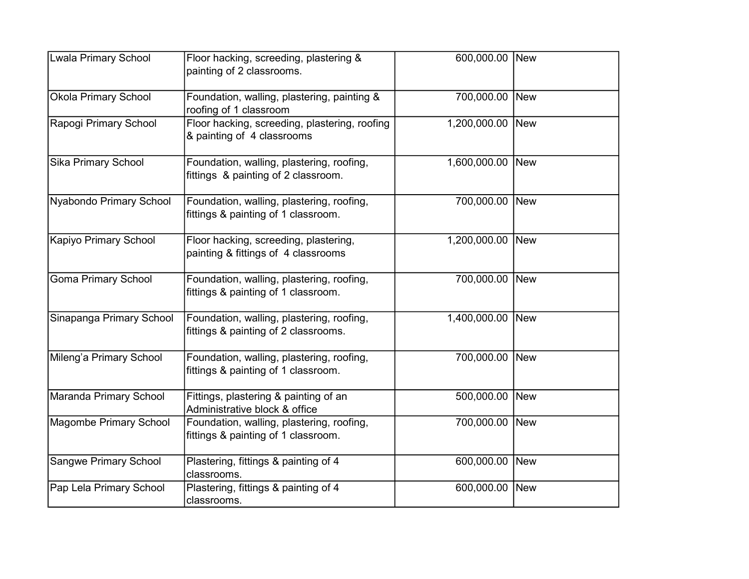| | | | |
|---|---|---|---|
| Lwala Primary School | Floor hacking, screeding, plastering & painting of 2 classrooms. | 600,000.00 | New |
| Okola Primary School | Foundation, walling, plastering, painting & roofing of 1 classroom | 700,000.00 | New |
| Rapogi Primary School | Floor hacking, screeding, plastering, roofing & painting of 4 classrooms | 1,200,000.00 | New |
| Sika Primary School | Foundation, walling, plastering, roofing, fittings & painting of 2 classroom. | 1,600,000.00 | New |
| Nyabondo Primary School | Foundation, walling, plastering, roofing, fittings & painting of 1 classroom. | 700,000.00 | New |
| Kapiyo Primary School | Floor hacking, screeding, plastering, painting & fittings of 4 classrooms | 1,200,000.00 | New |
| Goma Primary School | Foundation, walling, plastering, roofing, fittings & painting of 1 classroom. | 700,000.00 | New |
| Sinapanga Primary School | Foundation, walling, plastering, roofing, fittings & painting of 2 classrooms. | 1,400,000.00 | New |
| Mileng'a Primary School | Foundation, walling, plastering, roofing, fittings & painting of 1 classroom. | 700,000.00 | New |
| Maranda Primary School | Fittings, plastering & painting of an Administrative block & office | 500,000.00 | New |
| Magombe Primary School | Foundation, walling, plastering, roofing, fittings & painting of 1 classroom. | 700,000.00 | New |
| Sangwe Primary School | Plastering, fittings & painting of 4 classrooms. | 600,000.00 | New |
| Pap Lela Primary School | Plastering, fittings & painting of 4 classrooms. | 600,000.00 | New |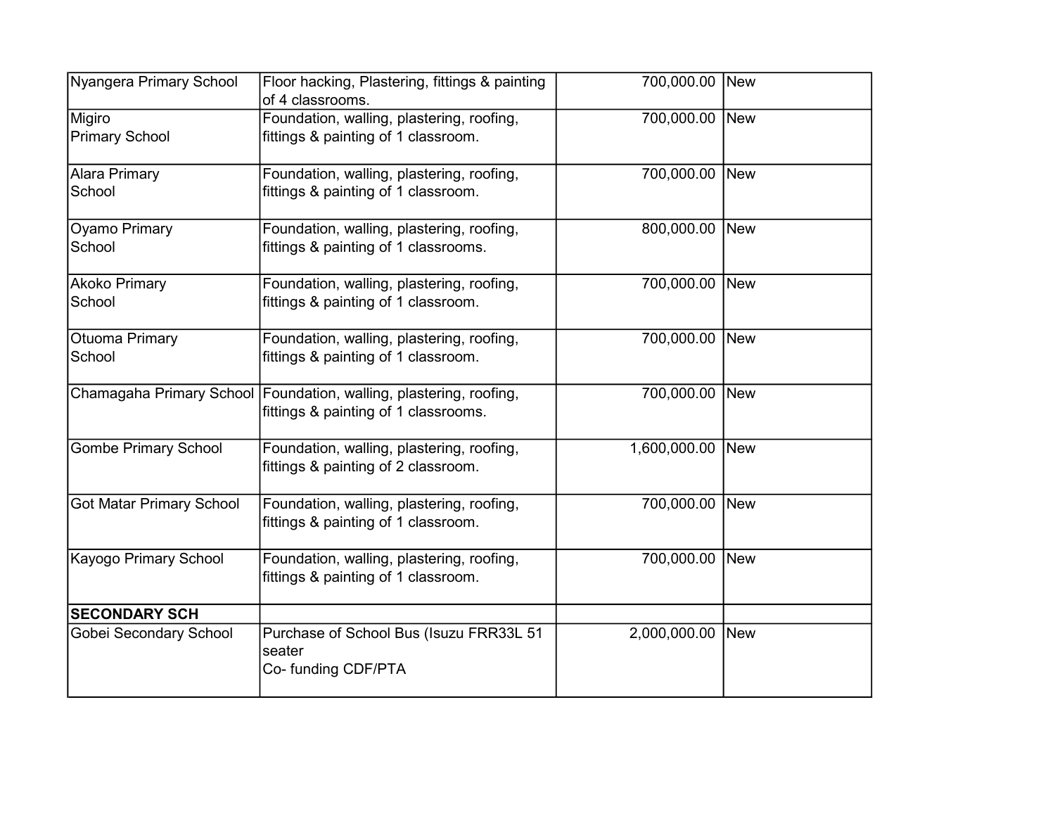| | | | |
|---|---|---|---|
| Nyangera Primary School | Floor hacking, Plastering, fittings & painting of 4 classrooms. | 700,000.00 | New |
| Migiro Primary School | Foundation, walling, plastering, roofing, fittings & painting of 1 classroom. | 700,000.00 | New |
| Alara Primary School | Foundation, walling, plastering, roofing, fittings & painting of 1 classroom. | 700,000.00 | New |
| Oyamo Primary School | Foundation, walling, plastering, roofing, fittings & painting of 1 classrooms. | 800,000.00 | New |
| Akoko Primary School | Foundation, walling, plastering, roofing, fittings & painting of 1 classroom. | 700,000.00 | New |
| Otuoma Primary School | Foundation, walling, plastering, roofing, fittings & painting of 1 classroom. | 700,000.00 | New |
| Chamagaha Primary School | Foundation, walling, plastering, roofing, fittings & painting of 1 classrooms. | 700,000.00 | New |
| Gombe Primary School | Foundation, walling, plastering, roofing, fittings & painting of 2 classroom. | 1,600,000.00 | New |
| Got Matar Primary School | Foundation, walling, plastering, roofing, fittings & painting of 1 classroom. | 700,000.00 | New |
| Kayogo Primary School | Foundation, walling, plastering, roofing, fittings & painting of 1 classroom. | 700,000.00 | New |
| **SECONDARY SCH** | | | |
| Gobei Secondary School | Purchase of School Bus (Isuzu FRR33L 51 seater<br>Co- funding CDF/PTA | 2,000,000.00 | New |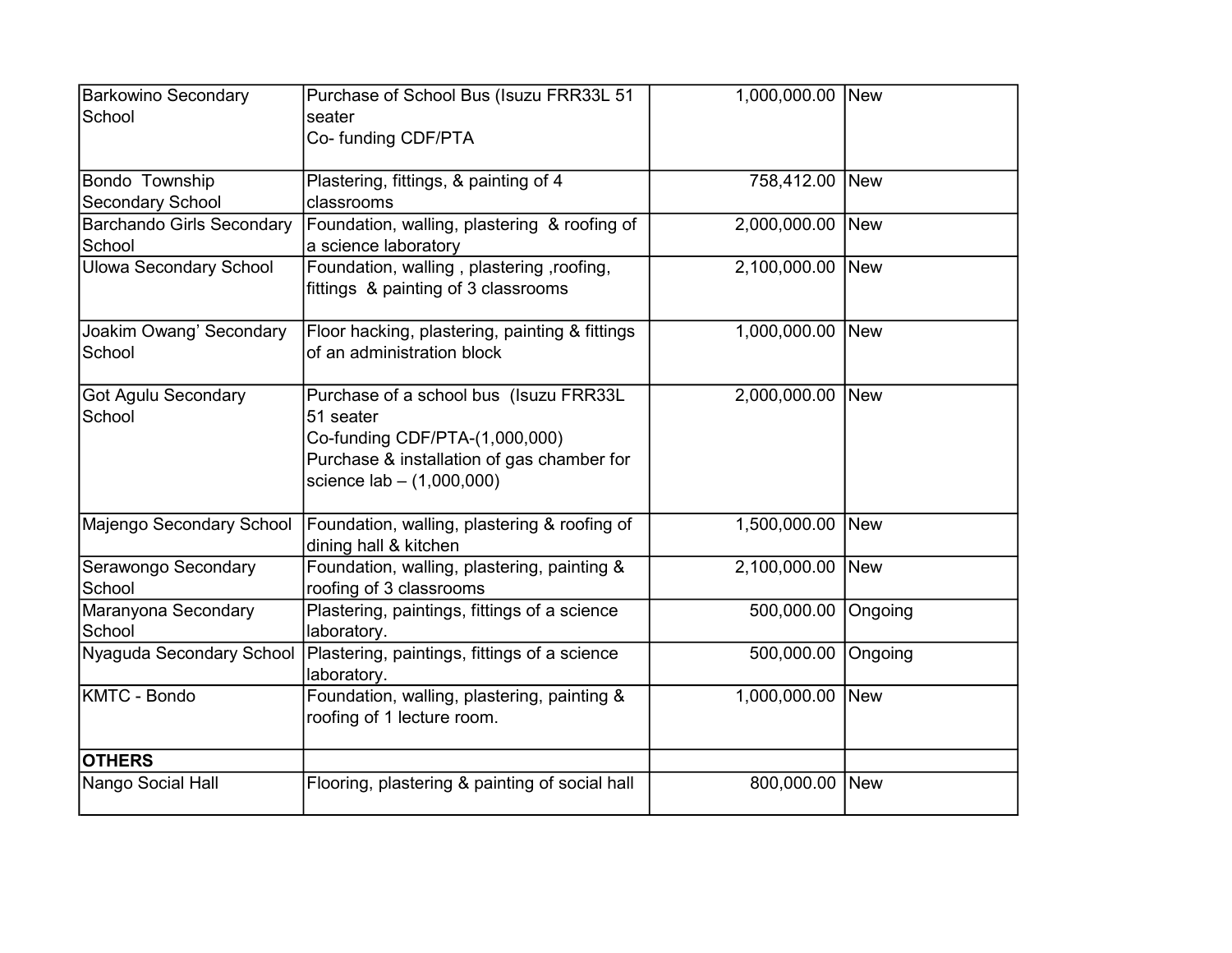| | | | |
|---|---|---|---|
| Barkowino Secondary School | Purchase of School Bus (Isuzu FRR33L 51 seater<br>Co- funding CDF/PTA | 1,000,000.00 | New |
| Bondo Township Secondary School | Plastering, fittings, & painting of 4 classrooms | 758,412.00 | New |
| Barchando Girls Secondary School | Foundation, walling, plastering & roofing of a science laboratory | 2,000,000.00 | New |
| Ulowa Secondary School | Foundation, walling , plastering ,roofing, fittings & painting of 3 classrooms | 2,100,000.00 | New |
| Joakim Owang' Secondary School | Floor hacking, plastering, painting & fittings of an administration block | 1,000,000.00 | New |
| Got Agulu Secondary School | Purchase of a school bus (Isuzu FRR33L 51 seater<br>Co-funding CDF/PTA-(1,000,000)<br>Purchase & installation of gas chamber for science lab – (1,000,000) | 2,000,000.00 | New |
| Majengo Secondary School | Foundation, walling, plastering & roofing of dining hall & kitchen | 1,500,000.00 | New |
| Serawongo Secondary School | Foundation, walling, plastering, painting & roofing of 3 classrooms | 2,100,000.00 | New |
| Maranyona Secondary School | Plastering, paintings, fittings of a science laboratory. | 500,000.00 | Ongoing |
| Nyaguda Secondary School | Plastering, paintings, fittings of a science laboratory. | 500,000.00 | Ongoing |
| KMTC - Bondo | Foundation, walling, plastering, painting & roofing of 1 lecture room. | 1,000,000.00 | New |
| **OTHERS** | | | |
| Nango Social Hall | Flooring, plastering & painting of social hall | 800,000.00 | New |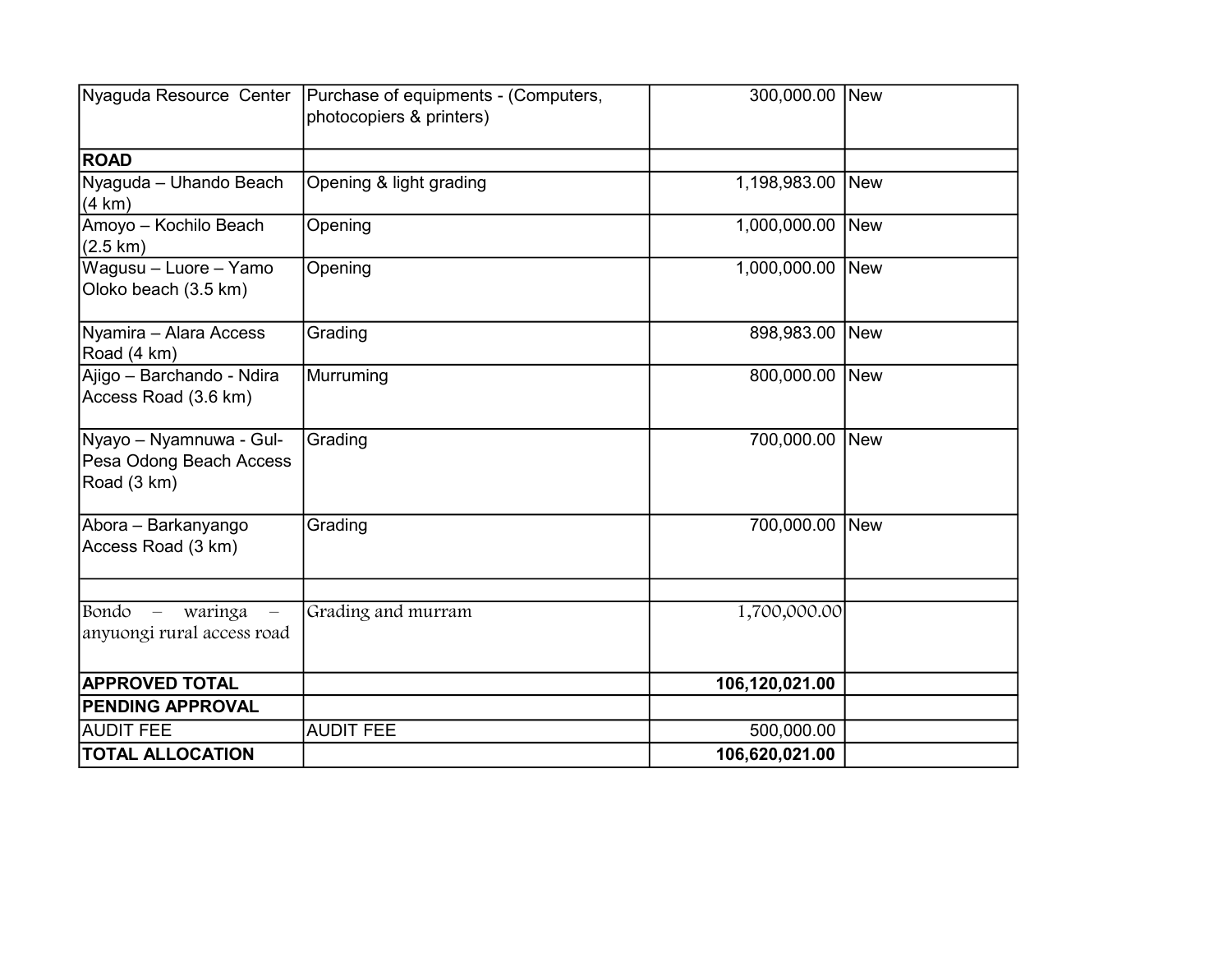| | | | |
|---|---|---|---|
| Nyaguda Resource Center | Purchase of equipments - (Computers, photocopiers & printers) | 300,000.00 | New |
| **ROAD** | | | |
| Nyaguda – Uhando Beach (4 km) | Opening & light grading | 1,198,983.00 | New |
| Amoyo – Kochilo Beach (2.5 km) | Opening | 1,000,000.00 | New |
| Wagusu – Luore – Yamo Oloko beach (3.5 km) | Opening | 1,000,000.00 | New |
| Nyamira – Alara Access Road (4 km) | Grading | 898,983.00 | New |
| Ajigo – Barchando - Ndira Access Road (3.6 km) | Murruming | 800,000.00 | New |
| Nyayo – Nyamnuwa - Gul-Pesa Odong Beach Access Road (3 km) | Grading | 700,000.00 | New |
| Abora – Barkanyango Access Road (3 km) | Grading | 700,000.00 | New |
| | | | |
| Bondo – waringa – anyuongi rural access road | Grading and murram | 1,700,000.00 | |
| **APPROVED TOTAL** | | **106,120,021.00** | |
| **PENDING APPROVAL** | | | |
| AUDIT FEE | AUDIT FEE | 500,000.00 | |
| **TOTAL ALLOCATION** | | **106,620,021.00** | |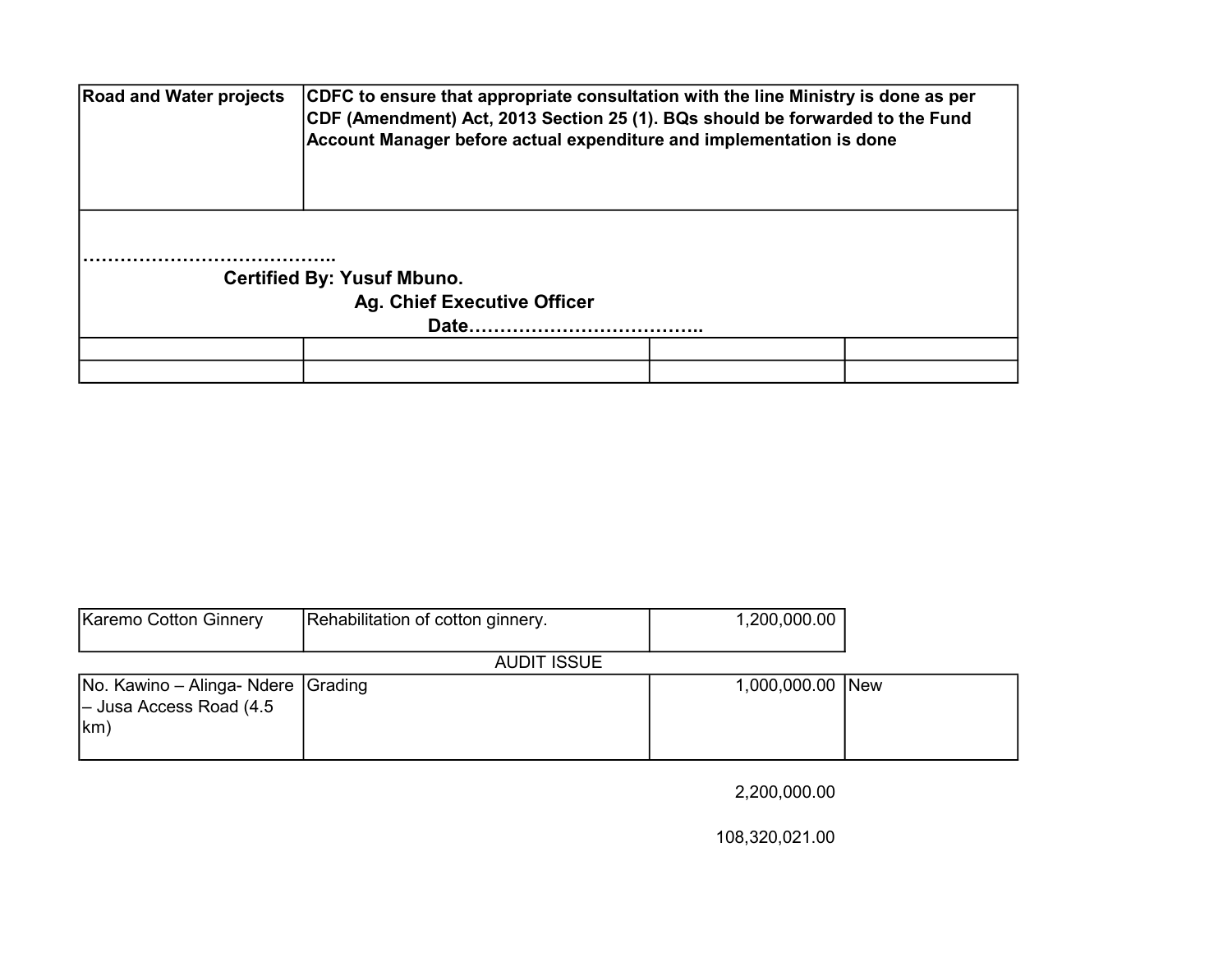| | |
|---|---|
| **Road and Water projects** | **CDFC to ensure that appropriate consultation with the line Ministry is done as per CDF (Amendment) Act, 2013 Section 25 (1). BQs should be forwarded to the Fund Account Manager before actual expenditure and implementation is done** |

**…………………………………..**

**Certified By: Yusuf Mbuno.**

**Ag. Chief Executive Officer**

**Date………………………………..**

| | | | |
|---|---|---|---|
| | | | |
| | | | |

| | | | |
|---|---|---|---|
| Karemo Cotton Ginnery | Rehabilitation of cotton ginnery. | 1,200,000.00 | |
| | AUDIT ISSUE | | |
| No. Kawino – Alinga- Ndere – Jusa Access Road (4.5 km) | Grading | 1,000,000.00 | New |
| | | 2,200,000.00 | |
| | | 108,320,021.00 | |